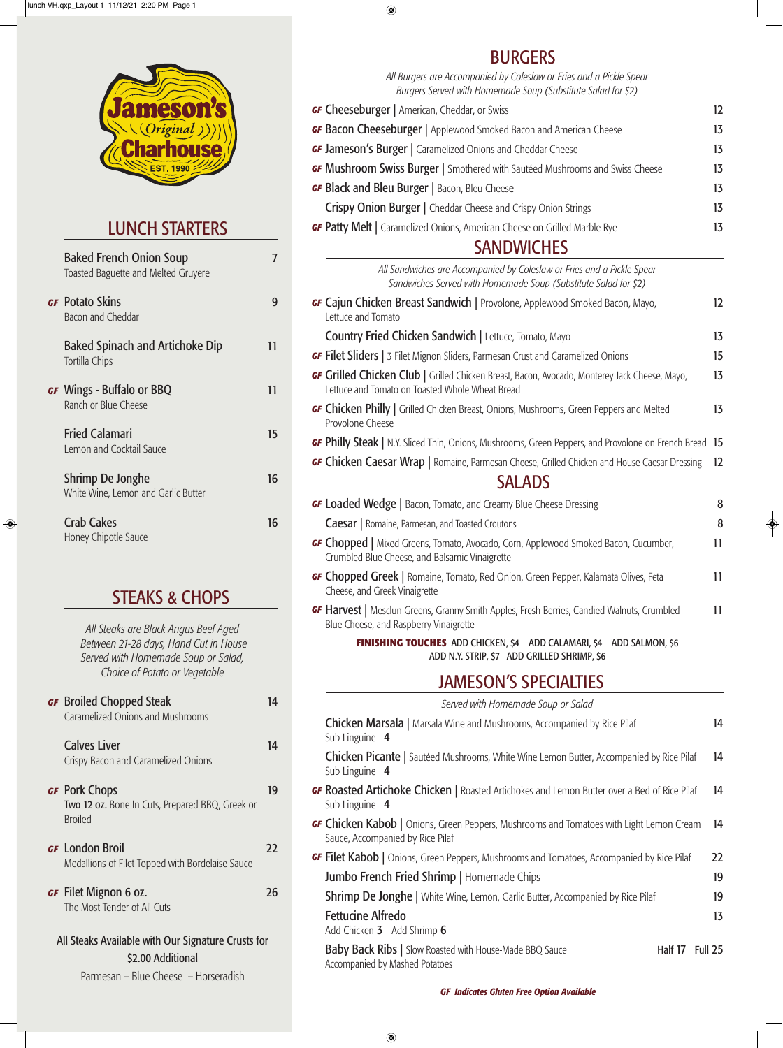Jameson's Original Charhouse
EST. 1990

## LUNCH STARTERS

**Baked French Onion Soup** — 7
Toasted Baguette and Melted Gruyere

*GF* **Potato Skins** — 9
Bacon and Cheddar

**Baked Spinach and Artichoke Dip** — 11
Tortilla Chips

*GF* **Wings - Buffalo or BBQ** — 11
Ranch or Blue Cheese

**Fried Calamari** — 15
Lemon and Cocktail Sauce

**Shrimp De Jonghe** — 16
White Wine, Lemon and Garlic Butter

**Crab Cakes** — 16
Honey Chipotle Sauce

## STEAKS & CHOPS

*All Steaks are Black Angus Beef Aged Between 21-28 days, Hand Cut in House Served with Homemade Soup or Salad, Choice of Potato or Vegetable*

*GF* **Broiled Chopped Steak** — 14
Caramelized Onions and Mushrooms

**Calves Liver** — 14
Crispy Bacon and Caramelized Onions

*GF* **Pork Chops** — 19
**Two 12 oz.** Bone In Cuts, Prepared BBQ, Greek or Broiled

*GF* **London Broil** — 22
Medallions of Filet Topped with Bordelaise Sauce

*GF* **Filet Mignon 6 oz.** — 26
The Most Tender of All Cuts

All Steaks Available with Our Signature Crusts for $2.00 Additional
Parmesan – Blue Cheese – Horseradish

## BURGERS

*All Burgers are Accompanied by Coleslaw or Fries and a Pickle Spear*
*Burgers Served with Homemade Soup (Substitute Salad for $2)*

*GF* **Cheeseburger** | American, Cheddar, or Swiss — 12

*GF* **Bacon Cheeseburger** | Applewood Smoked Bacon and American Cheese — 13

*GF* **Jameson's Burger** | Caramelized Onions and Cheddar Cheese — 13

*GF* **Mushroom Swiss Burger** | Smothered with Sautéed Mushrooms and Swiss Cheese — 13

*GF* **Black and Bleu Burger** | Bacon, Bleu Cheese — 13

**Crispy Onion Burger** | Cheddar Cheese and Crispy Onion Strings — 13

*GF* **Patty Melt** | Caramelized Onions, American Cheese on Grilled Marble Rye — 13

## SANDWICHES

*All Sandwiches are Accompanied by Coleslaw or Fries and a Pickle Spear*
*Sandwiches Served with Homemade Soup (Substitute Salad for $2)*

*GF* **Cajun Chicken Breast Sandwich** | Provolone, Applewood Smoked Bacon, Mayo, Lettuce and Tomato — 12

**Country Fried Chicken Sandwich** | Lettuce, Tomato, Mayo — 13

*GF* **Filet Sliders** | 3 Filet Mignon Sliders, Parmesan Crust and Caramelized Onions — 15

*GF* **Grilled Chicken Club** | Grilled Chicken Breast, Bacon, Avocado, Monterey Jack Cheese, Mayo, Lettuce and Tomato on Toasted Whole Wheat Bread — 13

*GF* **Chicken Philly** | Grilled Chicken Breast, Onions, Mushrooms, Green Peppers and Melted Provolone Cheese — 13

*GF* **Philly Steak** | N.Y. Sliced Thin, Onions, Mushrooms, Green Peppers, and Provolone on French Bread — 15

*GF* **Chicken Caesar Wrap** | Romaine, Parmesan Cheese, Grilled Chicken and House Caesar Dressing — 12

## SALADS

*GF* **Loaded Wedge** | Bacon, Tomato, and Creamy Blue Cheese Dressing — 8

**Caesar** | Romaine, Parmesan, and Toasted Croutons — 8

*GF* **Chopped** | Mixed Greens, Tomato, Avocado, Corn, Applewood Smoked Bacon, Cucumber, Crumbled Blue Cheese, and Balsamic Vinaigrette — 11

*GF* **Chopped Greek** | Romaine, Tomato, Red Onion, Green Pepper, Kalamata Olives, Feta Cheese, and Greek Vinaigrette — 11

*GF* **Harvest** | Mesclun Greens, Granny Smith Apples, Fresh Berries, Candied Walnuts, Crumbled Blue Cheese, and Raspberry Vinaigrette — 11

**FINISHING TOUCHES** ADD CHICKEN, $4 ADD CALAMARI, $4 ADD SALMON, $6 ADD N.Y. STRIP, $7 ADD GRILLED SHRIMP, $6

## JAMESON'S SPECIALTIES

*Served with Homemade Soup or Salad*

**Chicken Marsala** | Marsala Wine and Mushrooms, Accompanied by Rice Pilaf — 14
Sub Linguine 4

**Chicken Picante** | Sautéed Mushrooms, White Wine Lemon Butter, Accompanied by Rice Pilaf — 14
Sub Linguine 4

*GF* **Roasted Artichoke Chicken** | Roasted Artichokes and Lemon Butter over a Bed of Rice Pilaf — 14
Sub Linguine 4

*GF* **Chicken Kabob** | Onions, Green Peppers, Mushrooms and Tomatoes with Light Lemon Cream Sauce, Accompanied by Rice Pilaf — 14

*GF* **Filet Kabob** | Onions, Green Peppers, Mushrooms and Tomatoes, Accompanied by Rice Pilaf — 22

**Jumbo French Fried Shrimp** | Homemade Chips — 19

**Shrimp De Jonghe** | White Wine, Lemon, Garlic Butter, Accompanied by Rice Pilaf — 19

**Fettucine Alfredo** — 13
Add Chicken 3 Add Shrimp 6

**Baby Back Ribs** | Slow Roasted with House-Made BBQ Sauce — Half 17 Full 25
Accompanied by Mashed Potatoes

***GF Indicates Gluten Free Option Available***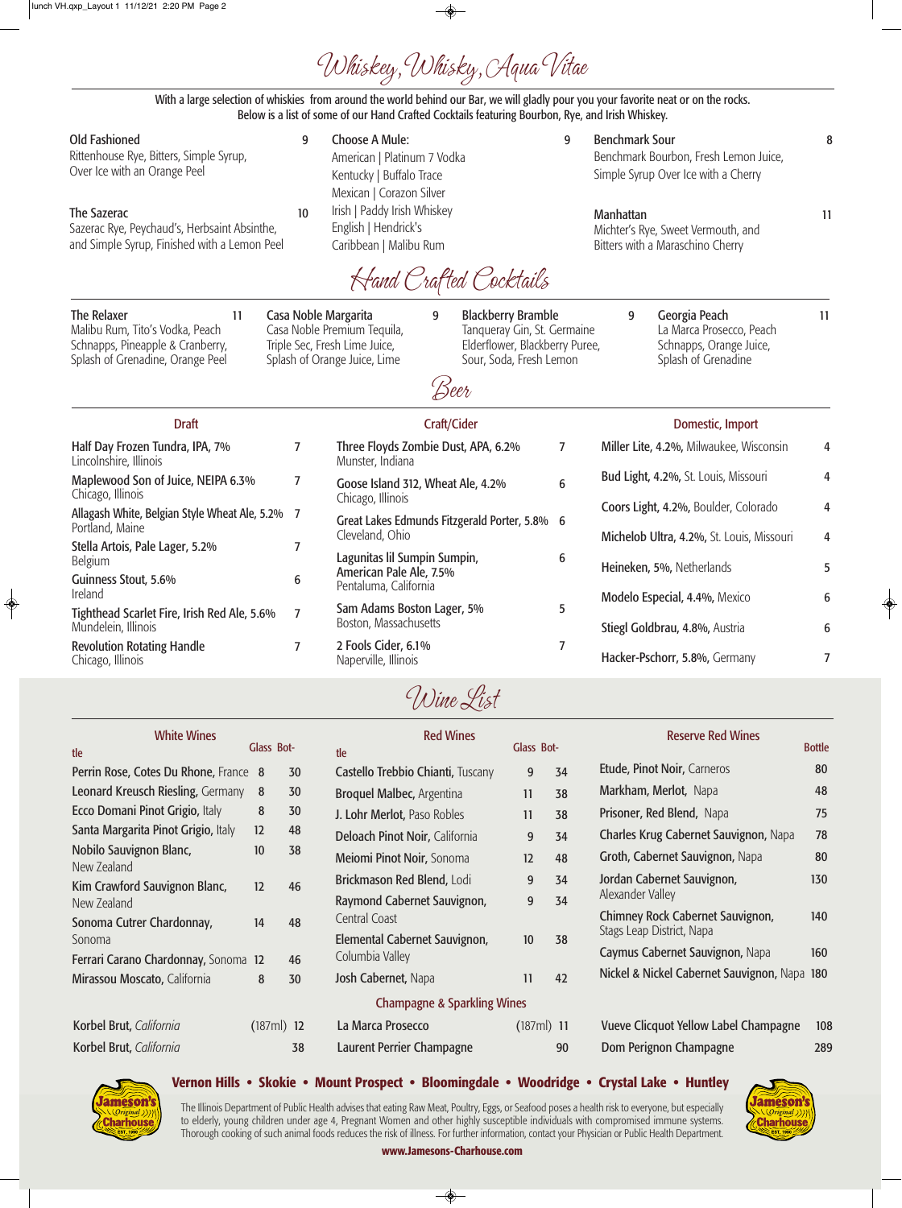# Whiskey, Whisky, Aqua Vitae

With a large selection of whiskies from around the world behind our Bar, we will gladly pour you your favorite neat or on the rocks.
Below is a list of some of our Hand Crafted Cocktails featuring Bourbon, Rye, and Irish Whiskey.

**Old Fashioned** 9
Rittenhouse Rye, Bitters, Simple Syrup, Over Ice with an Orange Peel

**The Sazerac** 10
Sazerac Rye, Peychaud's, Herbsaint Absinthe, and Simple Syrup, Finished with a Lemon Peel

**Choose A Mule:** 9
American | Platinum 7 Vodka
Kentucky | Buffalo Trace
Mexican | Corazon Silver
Irish | Paddy Irish Whiskey
English | Hendrick's
Caribbean | Malibu Rum

**Benchmark Sour** 8
Benchmark Bourbon, Fresh Lemon Juice, Simple Syrup Over Ice with a Cherry

**Manhattan** 11
Michter's Rye, Sweet Vermouth, and Bitters with a Maraschino Cherry

# Hand Crafted Cocktails

**The Relaxer** 11
Malibu Rum, Tito's Vodka, Peach Schnapps, Pineapple & Cranberry, Splash of Grenadine, Orange Peel

**Casa Noble Margarita** 9
Casa Noble Premium Tequila, Triple Sec, Fresh Lime Juice, Splash of Orange Juice, Lime

**Blackberry Bramble** 9
Tanqueray Gin, St. Germaine Elderflower, Blackberry Puree, Sour, Soda, Fresh Lemon

**Georgia Peach** 11
La Marca Prosecco, Peach Schnapps, Orange Juice, Splash of Grenadine

# Beer

## Draft

| | |
|---|---|
| **Half Day Frozen Tundra, IPA, 7%** Lincolnshire, Illinois | 7 |
| **Maplewood Son of Juice, NEIPA 6.3%** Chicago, Illinois | 7 |
| **Allagash White, Belgian Style Wheat Ale, 5.2%** Portland, Maine | 7 |
| **Stella Artois, Pale Lager, 5.2%** Belgium | 7 |
| **Guinness Stout, 5.6%** Ireland | 6 |
| **Tighthead Scarlet Fire, Irish Red Ale, 5.6%** Mundelein, Illinois | 7 |
| **Revolution Rotating Handle** Chicago, Illinois | 7 |

## Craft/Cider

| | |
|---|---|
| **Three Floyds Zombie Dust, APA, 6.2%** Munster, Indiana | 7 |
| **Goose Island 312, Wheat Ale, 4.2%** Chicago, Illinois | 6 |
| **Great Lakes Edmunds Fitzgerald Porter, 5.8%** Cleveland, Ohio | 6 |
| **Lagunitas lil Sumpin Sumpin, American Pale Ale, 7.5%** Pentaluma, California | 6 |
| **Sam Adams Boston Lager, 5%** Boston, Massachusetts | 5 |
| **2 Fools Cider, 6.1%** Naperville, Illinois | 7 |

## Domestic, Import

| | |
|---|---|
| **Miller Lite, 4.2%,** Milwaukee, Wisconsin | 4 |
| **Bud Light, 4.2%,** St. Louis, Missouri | 4 |
| **Coors Light, 4.2%,** Boulder, Colorado | 4 |
| **Michelob Ultra, 4.2%,** St. Louis, Missouri | 4 |
| **Heineken, 5%,** Netherlands | 5 |
| **Modelo Especial, 4.4%,** Mexico | 6 |
| **Stiegl Goldbrau, 4.8%,** Austria | 6 |
| **Hacker-Pschorr, 5.8%,** Germany | 7 |

# Wine List

## White Wines

| | Glass | Bottle |
|---|---|---|
| **Perrin Rose, Cotes Du Rhone,** France | 8 | 30 |
| **Leonard Kreusch Riesling,** Germany | 8 | 30 |
| **Ecco Domani Pinot Grigio,** Italy | 8 | 30 |
| **Santa Margarita Pinot Grigio,** Italy | 12 | 48 |
| **Nobilo Sauvignon Blanc,** New Zealand | 10 | 38 |
| **Kim Crawford Sauvignon Blanc,** New Zealand | 12 | 46 |
| **Sonoma Cutrer Chardonnay,** Sonoma | 14 | 48 |
| **Ferrari Carano Chardonnay,** Sonoma | 12 | 46 |
| **Mirassou Moscato,** California | 8 | 30 |

## Red Wines

| | Glass | Bottle |
|---|---|---|
| **Castello Trebbio Chianti,** Tuscany | 9 | 34 |
| **Broquel Malbec,** Argentina | 11 | 38 |
| **J. Lohr Merlot,** Paso Robles | 11 | 38 |
| **Deloach Pinot Noir,** California | 9 | 34 |
| **Meiomi Pinot Noir,** Sonoma | 12 | 48 |
| **Brickmason Red Blend,** Lodi | 9 | 34 |
| **Raymond Cabernet Sauvignon,** Central Coast | 9 | 34 |
| **Elemental Cabernet Sauvignon,** Columbia Valley | 10 | 38 |
| **Josh Cabernet,** Napa | 11 | 42 |

## Reserve Red Wines

| | Bottle |
|---|---|
| **Etude, Pinot Noir,** Carneros | 80 |
| **Markham, Merlot,** Napa | 48 |
| **Prisoner, Red Blend,** Napa | 75 |
| **Charles Krug Cabernet Sauvignon,** Napa | 78 |
| **Groth, Cabernet Sauvignon,** Napa | 80 |
| **Jordan Cabernet Sauvignon,** Alexander Valley | 130 |
| **Chimney Rock Cabernet Sauvignon,** Stags Leap District, Napa | 140 |
| **Caymus Cabernet Sauvignon,** Napa | 160 |
| **Nickel & Nickel Cabernet Sauvignon,** Napa | 180 |

## Champagne & Sparkling Wines

| | |
|---|---|
| Korbel Brut, *California* (187ml) | 12 |
| Korbel Brut, *California* | 38 |
| La Marca Prosecco (187ml) | 11 |
| Laurent Perrier Champagne | 90 |
| Vueve Clicquot Yellow Label Champagne | 108 |
| Dom Perignon Champagne | 289 |

**Vernon Hills • Skokie • Mount Prospect • Bloomingdale • Woodridge • Crystal Lake • Huntley**

The Illinois Department of Public Health advises that eating Raw Meat, Poultry, Eggs, or Seafood poses a health risk to everyone, but especially to elderly, young children under age 4, Pregnant Women and other highly susceptible individuals with compromised immune systems. Thorough cooking of such animal foods reduces the risk of illness. For further information, contact your Physician or Public Health Department.

**www.Jamesons-Charhouse.com**